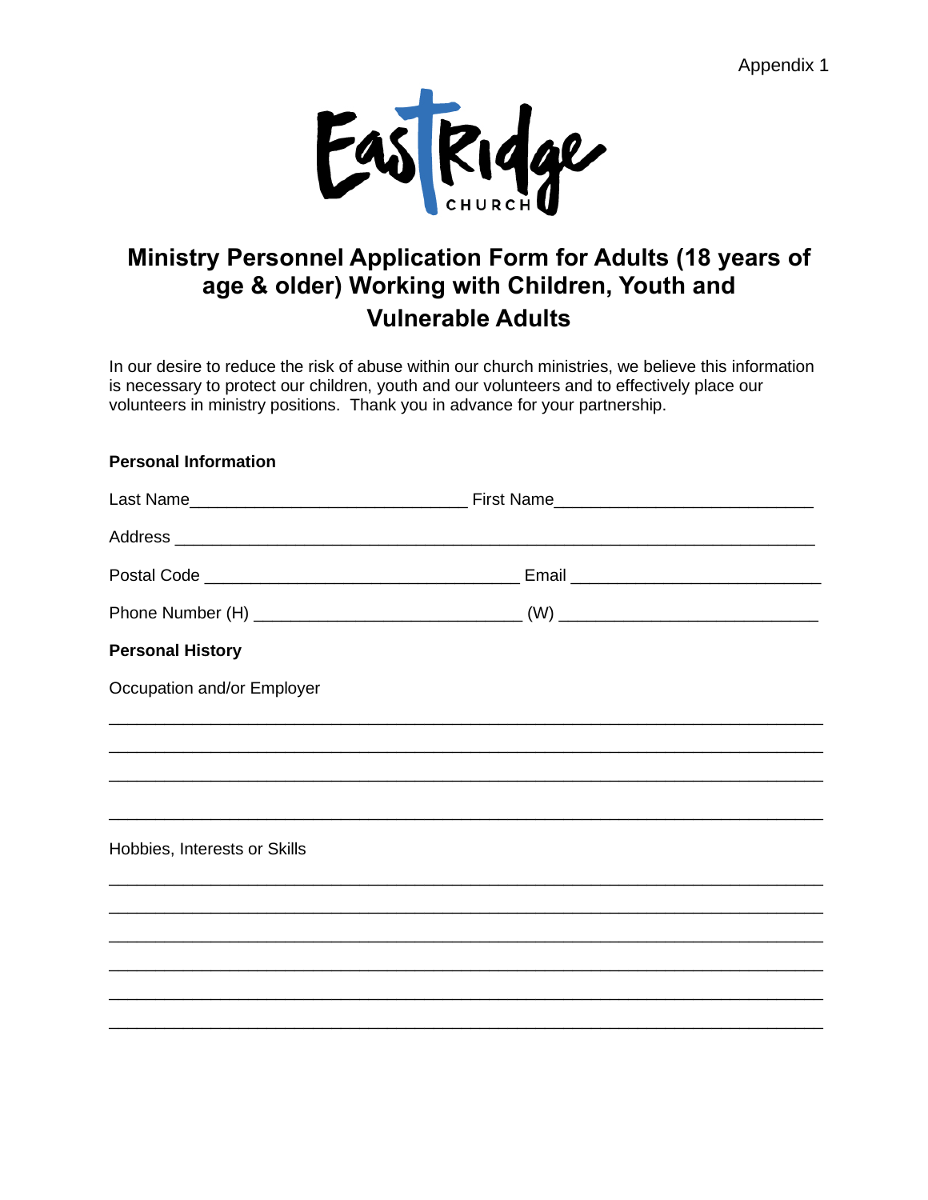Appendix 1

EastRidge CHURCH

# Ministry Personnel Application Form for Adults (18 years of age & older) Working with Children, Youth and Vulnerable Adults

In our desire to reduce the risk of abuse within our church ministries, we believe this information is necessary to protect our children, youth and our volunteers and to effectively place our volunteers in ministry positions. Thank you in advance for your partnership.

**Personal Information**

Last Name_____________________________ First Name___________________________

Address ___________________________________________________________________

Postal Code _________________________________ Email ___________________________

Phone Number (H) ____________________________ (W) ___________________________

**Personal History**

Occupation and/or Employer

___________________________________________________________________________

___________________________________________________________________________

___________________________________________________________________________

___________________________________________________________________________

Hobbies, Interests or Skills

___________________________________________________________________________

___________________________________________________________________________

___________________________________________________________________________

___________________________________________________________________________

___________________________________________________________________________

___________________________________________________________________________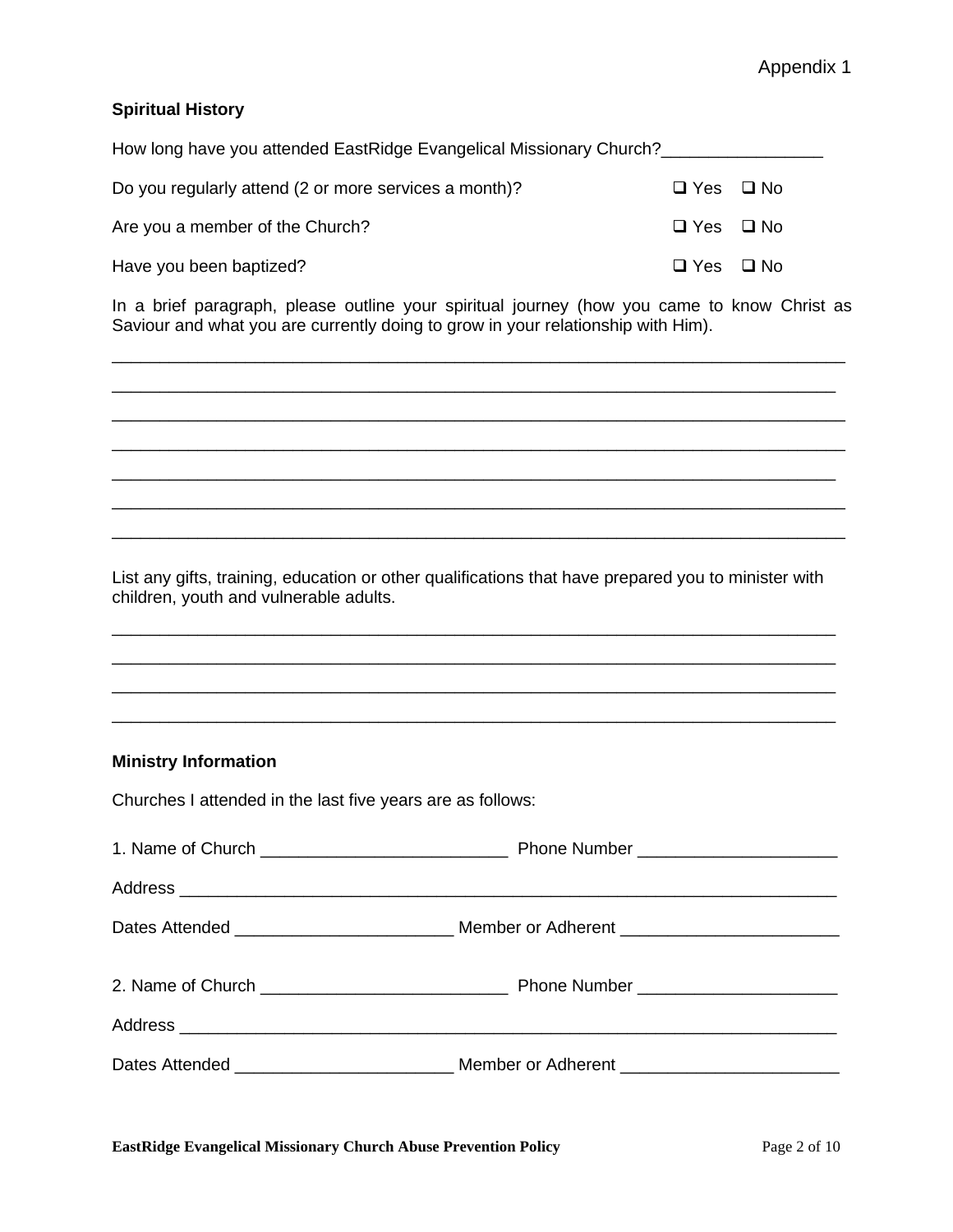Appendix 1

**Spiritual History**

How long have you attended EastRidge Evangelical Missionary Church?_________________

Do you regularly attend (2 or more services a month)? ❑ Yes ❑ No

Are you a member of the Church? ❑ Yes ❑ No

Have you been baptized? ❑ Yes ❑ No

In a brief paragraph, please outline your spiritual journey (how you came to know Christ as Saviour and what you are currently doing to grow in your relationship with Him).

_____________________________________________________________________________

_____________________________________________________________________________

_____________________________________________________________________________

_____________________________________________________________________________

_____________________________________________________________________________

_____________________________________________________________________________

_____________________________________________________________________________

List any gifts, training, education or other qualifications that have prepared you to minister with children, youth and vulnerable adults.

_____________________________________________________________________________

_____________________________________________________________________________

_____________________________________________________________________________

_____________________________________________________________________________

**Ministry Information**

Churches I attended in the last five years are as follows:

1. Name of Church __________________________ Phone Number _____________________

Address _________________________________________________________________________

Dates Attended _______________________ Member or Adherent _______________________

2. Name of Church __________________________ Phone Number _____________________

Address _________________________________________________________________________

Dates Attended _______________________ Member or Adherent _______________________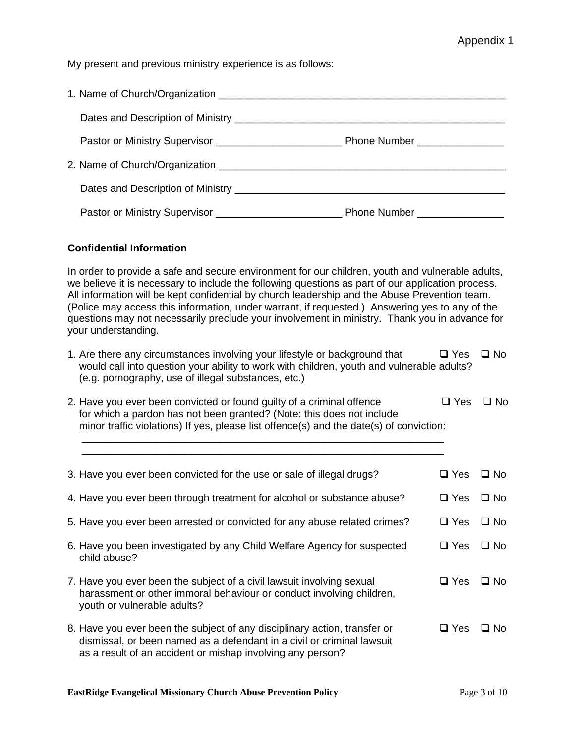Appendix 1

My present and previous ministry experience is as follows:

1. Name of Church/Organization ___________________________________________________

   Dates and Description of Ministry ______________________________________________

   Pastor or Ministry Supervisor _____________________ Phone Number _______________

2. Name of Church/Organization ___________________________________________________

   Dates and Description of Ministry ______________________________________________

   Pastor or Ministry Supervisor _____________________ Phone Number _______________

**Confidential Information**

In order to provide a safe and secure environment for our children, youth and vulnerable adults, we believe it is necessary to include the following questions as part of our application process. All information will be kept confidential by church leadership and the Abuse Prevention team. (Police may access this information, under warrant, if requested.) Answering yes to any of the questions may not necessarily preclude your involvement in ministry. Thank you in advance for your understanding.

1. Are there any circumstances involving your lifestyle or background that would call into question your ability to work with children, youth and vulnerable adults? (e.g. pornography, use of illegal substances, etc.) ❑ Yes ❑ No

2. Have you ever been convicted or found guilty of a criminal offence for which a pardon has not been granted? (Note: this does not include minor traffic violations) If yes, please list offence(s) and the date(s) of conviction: ❑ Yes ❑ No

   _________________________________________________________________

   _________________________________________________________________

3. Have you ever been convicted for the use or sale of illegal drugs? ❑ Yes ❑ No

4. Have you ever been through treatment for alcohol or substance abuse? ❑ Yes ❑ No

5. Have you ever been arrested or convicted for any abuse related crimes? ❑ Yes ❑ No

6. Have you been investigated by any Child Welfare Agency for suspected child abuse? ❑ Yes ❑ No

7. Have you ever been the subject of a civil lawsuit involving sexual harassment or other immoral behaviour or conduct involving children, youth or vulnerable adults? ❑ Yes ❑ No

8. Have you ever been the subject of any disciplinary action, transfer or dismissal, or been named as a defendant in a civil or criminal lawsuit as a result of an accident or mishap involving any person? ❑ Yes ❑ No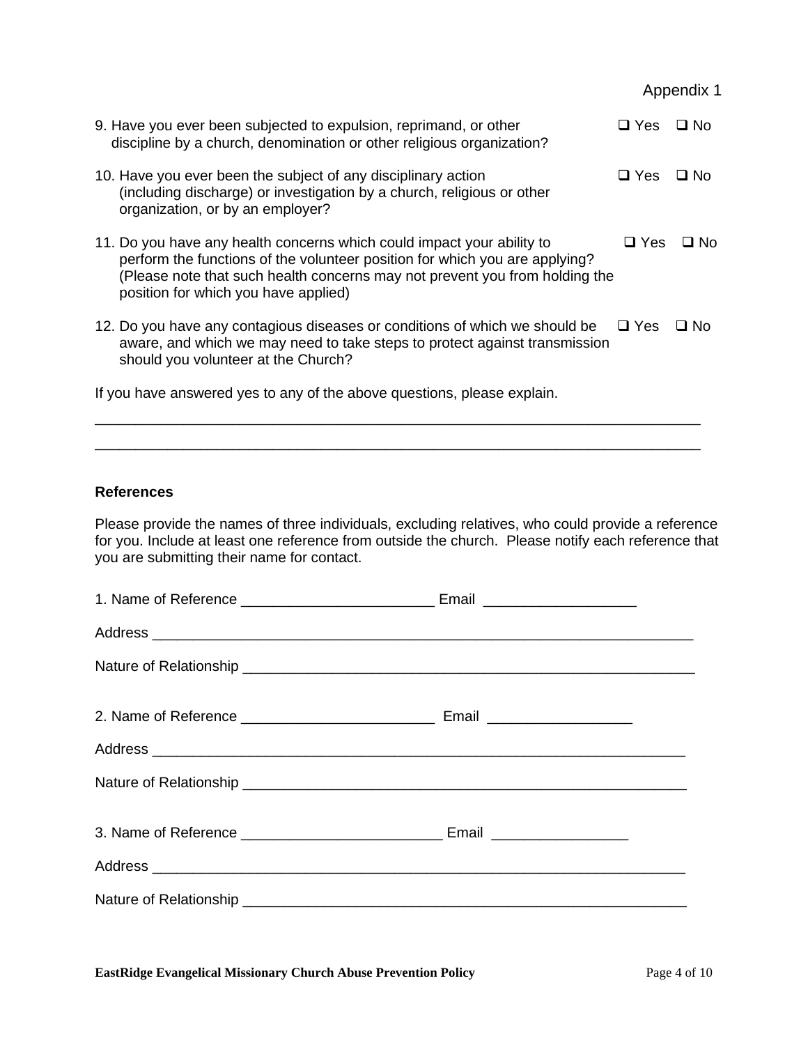Appendix 1

9. Have you ever been subjected to expulsion, reprimand, or other discipline by a church, denomination or other religious organization? ❑ Yes ❑ No

10. Have you ever been the subject of any disciplinary action (including discharge) or investigation by a church, religious or other organization, or by an employer? ❑ Yes ❑ No

11. Do you have any health concerns which could impact your ability to perform the functions of the volunteer position for which you are applying? (Please note that such health concerns may not prevent you from holding the position for which you have applied) ❑ Yes ❑ No

12. Do you have any contagious diseases or conditions of which we should be aware, and which we may need to take steps to protect against transmission should you volunteer at the Church? ❑ Yes ❑ No

If you have answered yes to any of the above questions, please explain.

_______________________________________________________________________________

_______________________________________________________________________________

**References**

Please provide the names of three individuals, excluding relatives, who could provide a reference for you. Include at least one reference from outside the church. Please notify each reference that you are submitting their name for contact.

1. Name of Reference ________________________ Email __________________

Address ______________________________________________________________________

Nature of Relationship ____________________________________________________________

2. Name of Reference ________________________ Email __________________

Address ______________________________________________________________________

Nature of Relationship ____________________________________________________________

3. Name of Reference _________________________ Email _________________

Address ______________________________________________________________________

Nature of Relationship ____________________________________________________________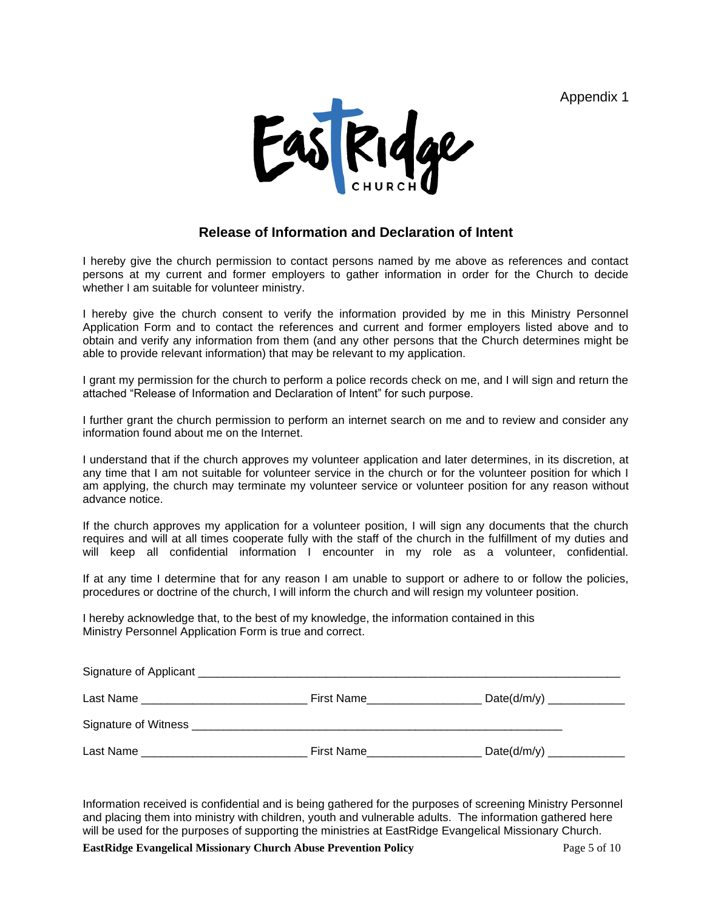Appendix 1

## Release of Information and Declaration of Intent

I hereby give the church permission to contact persons named by me above as references and contact persons at my current and former employers to gather information in order for the Church to decide whether I am suitable for volunteer ministry.

I hereby give the church consent to verify the information provided by me in this Ministry Personnel Application Form and to contact the references and current and former employers listed above and to obtain and verify any information from them (and any other persons that the Church determines might be able to provide relevant information) that may be relevant to my application.

I grant my permission for the church to perform a police records check on me, and I will sign and return the attached "Release of Information and Declaration of Intent" for such purpose.

I further grant the church permission to perform an internet search on me and to review and consider any information found about me on the Internet.

I understand that if the church approves my volunteer application and later determines, in its discretion, at any time that I am not suitable for volunteer service in the church or for the volunteer position for which I am applying, the church may terminate my volunteer service or volunteer position for any reason without advance notice.

If the church approves my application for a volunteer position, I will sign any documents that the church requires and will at all times cooperate fully with the staff of the church in the fulfillment of my duties and will keep all confidential information I encounter in my role as a volunteer, confidential.

If at any time I determine that for any reason I am unable to support or adhere to or follow the policies, procedures or doctrine of the church, I will inform the church and will resign my volunteer position.

I hereby acknowledge that, to the best of my knowledge, the information contained in this Ministry Personnel Application Form is true and correct.

Signature of Applicant ____________________________________________

Last Name __________________________ First Name_________________ Date(d/m/y) ____________

Signature of Witness ____________________________________________

Last Name __________________________ First Name_________________ Date(d/m/y) ____________

Information received is confidential and is being gathered for the purposes of screening Ministry Personnel and placing them into ministry with children, youth and vulnerable adults. The information gathered here will be used for the purposes of supporting the ministries at EastRidge Evangelical Missionary Church.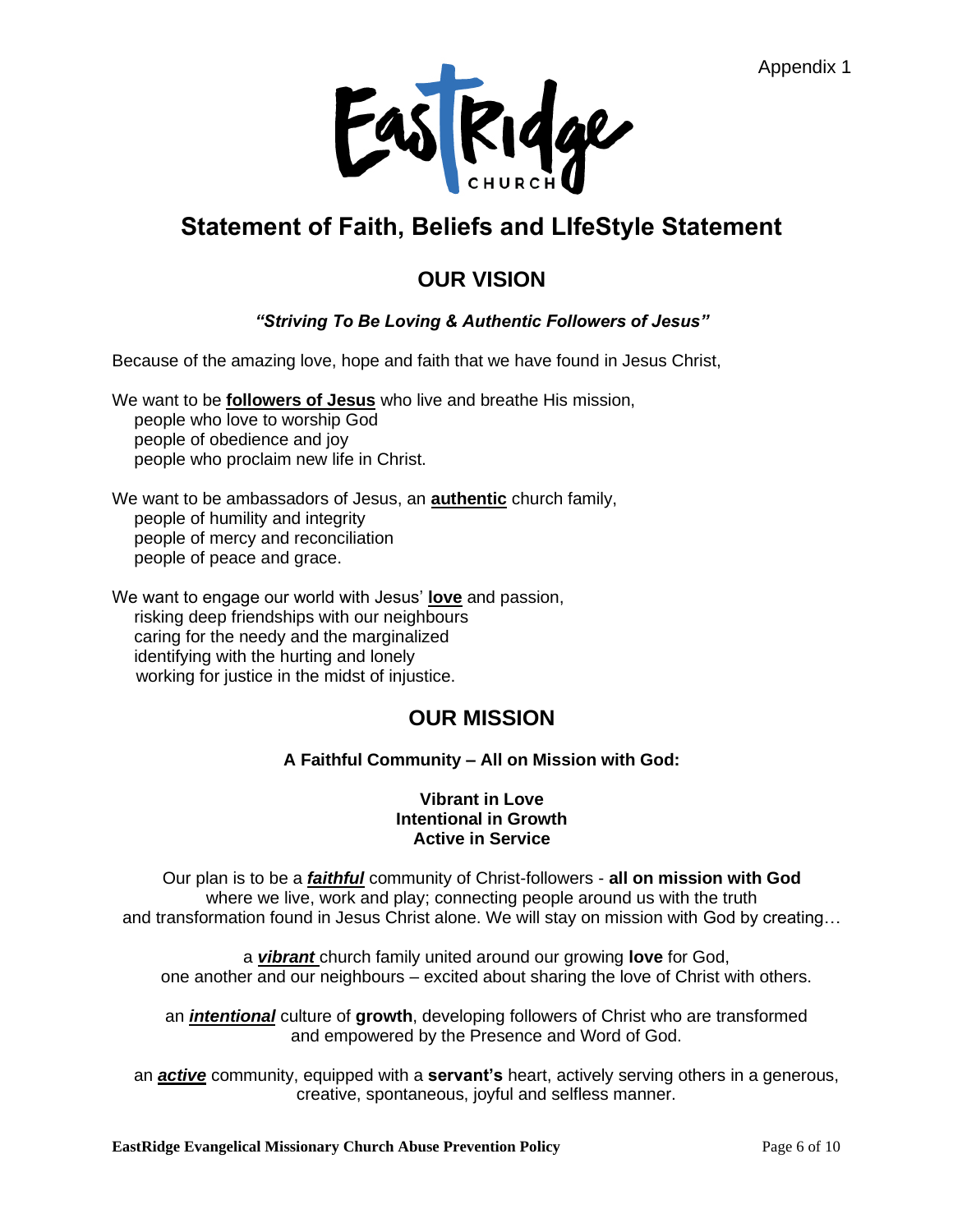Appendix 1

EastRidge CHURCH

# Statement of Faith, Beliefs and LIfeStyle Statement

## OUR VISION

***"Striving To Be Loving & Authentic Followers of Jesus"***

Because of the amazing love, hope and faith that we have found in Jesus Christ,

We want to be **followers of Jesus** who live and breathe His mission,
people who love to worship God
people of obedience and joy
people who proclaim new life in Christ.

We want to be ambassadors of Jesus, an **authentic** church family,
people of humility and integrity
people of mercy and reconciliation
people of peace and grace.

We want to engage our world with Jesus' **love** and passion,
risking deep friendships with our neighbours
caring for the needy and the marginalized
identifying with the hurting and lonely
working for justice in the midst of injustice.

## OUR MISSION

**A Faithful Community – All on Mission with God:**

**Vibrant in Love**
**Intentional in Growth**
**Active in Service**

Our plan is to be a ***faithful*** community of Christ-followers - **all on mission with God** where we live, work and play; connecting people around us with the truth and transformation found in Jesus Christ alone. We will stay on mission with God by creating…

a ***vibrant*** church family united around our growing **love** for God, one another and our neighbours – excited about sharing the love of Christ with others.

an ***intentional*** culture of **growth**, developing followers of Christ who are transformed and empowered by the Presence and Word of God.

an ***active*** community, equipped with a **servant's** heart, actively serving others in a generous, creative, spontaneous, joyful and selfless manner.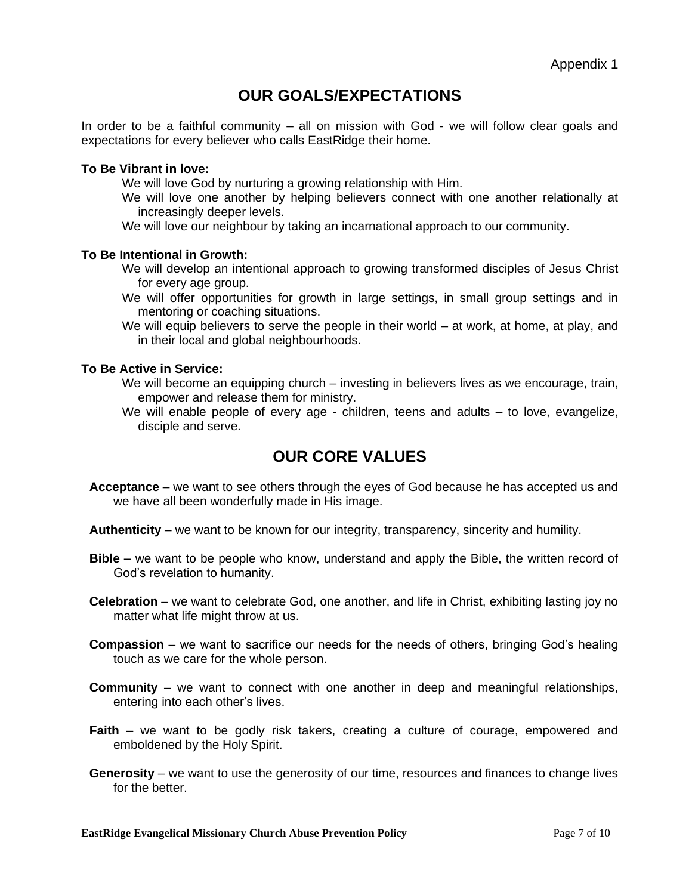Appendix 1

## OUR GOALS/EXPECTATIONS

In order to be a faithful community – all on mission with God - we will follow clear goals and expectations for every believer who calls EastRidge their home.

**To Be Vibrant in love:**

We will love God by nurturing a growing relationship with Him.

We will love one another by helping believers connect with one another relationally at increasingly deeper levels.

We will love our neighbour by taking an incarnational approach to our community.

**To Be Intentional in Growth:**

We will develop an intentional approach to growing transformed disciples of Jesus Christ for every age group.

We will offer opportunities for growth in large settings, in small group settings and in mentoring or coaching situations.

We will equip believers to serve the people in their world – at work, at home, at play, and in their local and global neighbourhoods.

**To Be Active in Service:**

We will become an equipping church – investing in believers lives as we encourage, train, empower and release them for ministry.

We will enable people of every age - children, teens and adults – to love, evangelize, disciple and serve.

## OUR CORE VALUES

**Acceptance** – we want to see others through the eyes of God because he has accepted us and we have all been wonderfully made in His image.

**Authenticity** – we want to be known for our integrity, transparency, sincerity and humility.

**Bible –** we want to be people who know, understand and apply the Bible, the written record of God's revelation to humanity.

**Celebration** – we want to celebrate God, one another, and life in Christ, exhibiting lasting joy no matter what life might throw at us.

**Compassion** – we want to sacrifice our needs for the needs of others, bringing God's healing touch as we care for the whole person.

**Community** – we want to connect with one another in deep and meaningful relationships, entering into each other's lives.

**Faith** – we want to be godly risk takers, creating a culture of courage, empowered and emboldened by the Holy Spirit.

**Generosity** – we want to use the generosity of our time, resources and finances to change lives for the better.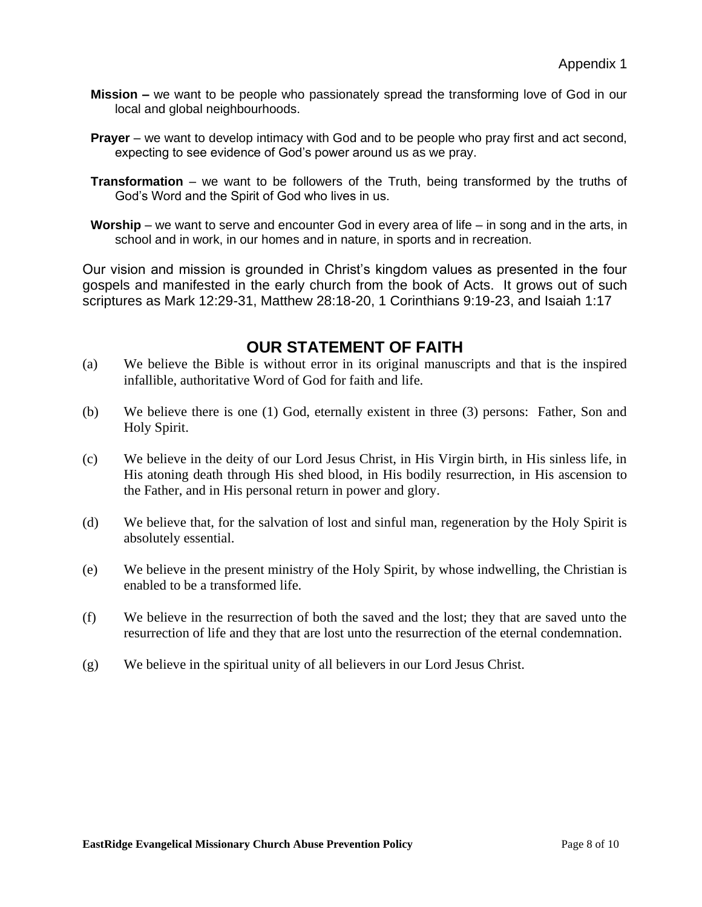Appendix 1

**Mission –** we want to be people who passionately spread the transforming love of God in our local and global neighbourhoods.

**Prayer** – we want to develop intimacy with God and to be people who pray first and act second, expecting to see evidence of God's power around us as we pray.

**Transformation** – we want to be followers of the Truth, being transformed by the truths of God's Word and the Spirit of God who lives in us.

**Worship** – we want to serve and encounter God in every area of life – in song and in the arts, in school and in work, in our homes and in nature, in sports and in recreation.

Our vision and mission is grounded in Christ's kingdom values as presented in the four gospels and manifested in the early church from the book of Acts. It grows out of such scriptures as Mark 12:29-31, Matthew 28:18-20, 1 Corinthians 9:19-23, and Isaiah 1:17

## OUR STATEMENT OF FAITH

(a) We believe the Bible is without error in its original manuscripts and that is the inspired infallible, authoritative Word of God for faith and life.

(b) We believe there is one (1) God, eternally existent in three (3) persons: Father, Son and Holy Spirit.

(c) We believe in the deity of our Lord Jesus Christ, in His Virgin birth, in His sinless life, in His atoning death through His shed blood, in His bodily resurrection, in His ascension to the Father, and in His personal return in power and glory.

(d) We believe that, for the salvation of lost and sinful man, regeneration by the Holy Spirit is absolutely essential.

(e) We believe in the present ministry of the Holy Spirit, by whose indwelling, the Christian is enabled to be a transformed life.

(f) We believe in the resurrection of both the saved and the lost; they that are saved unto the resurrection of life and they that are lost unto the resurrection of the eternal condemnation.

(g) We believe in the spiritual unity of all believers in our Lord Jesus Christ.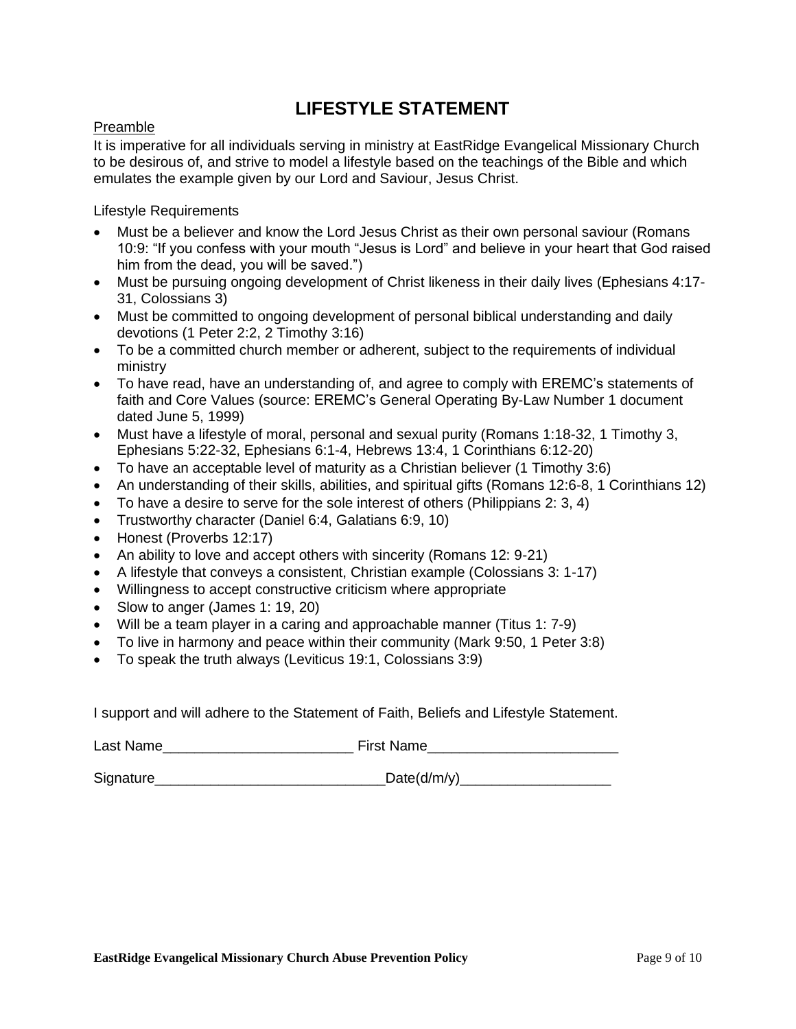# LIFESTYLE STATEMENT

Preamble

It is imperative for all individuals serving in ministry at EastRidge Evangelical Missionary Church to be desirous of, and strive to model a lifestyle based on the teachings of the Bible and which emulates the example given by our Lord and Saviour, Jesus Christ.

Lifestyle Requirements

- Must be a believer and know the Lord Jesus Christ as their own personal saviour (Romans 10:9: "If you confess with your mouth "Jesus is Lord" and believe in your heart that God raised him from the dead, you will be saved.")
- Must be pursuing ongoing development of Christ likeness in their daily lives (Ephesians 4:17-31, Colossians 3)
- Must be committed to ongoing development of personal biblical understanding and daily devotions (1 Peter 2:2, 2 Timothy 3:16)
- To be a committed church member or adherent, subject to the requirements of individual ministry
- To have read, have an understanding of, and agree to comply with EREMC's statements of faith and Core Values (source: EREMC's General Operating By-Law Number 1 document dated June 5, 1999)
- Must have a lifestyle of moral, personal and sexual purity (Romans 1:18-32, 1 Timothy 3, Ephesians 5:22-32, Ephesians 6:1-4, Hebrews 13:4, 1 Corinthians 6:12-20)
- To have an acceptable level of maturity as a Christian believer (1 Timothy 3:6)
- An understanding of their skills, abilities, and spiritual gifts (Romans 12:6-8, 1 Corinthians 12)
- To have a desire to serve for the sole interest of others (Philippians 2: 3, 4)
- Trustworthy character (Daniel 6:4, Galatians 6:9, 10)
- Honest (Proverbs 12:17)
- An ability to love and accept others with sincerity (Romans 12: 9-21)
- A lifestyle that conveys a consistent, Christian example (Colossians 3: 1-17)
- Willingness to accept constructive criticism where appropriate
- Slow to anger (James 1: 19, 20)
- Will be a team player in a caring and approachable manner (Titus 1: 7-9)
- To live in harmony and peace within their community (Mark 9:50, 1 Peter 3:8)
- To speak the truth always (Leviticus 19:1, Colossians 3:9)

I support and will adhere to the Statement of Faith, Beliefs and Lifestyle Statement.

Last Name________________________ First Name________________________

Signature_____________________________Date(d/m/y)___________________